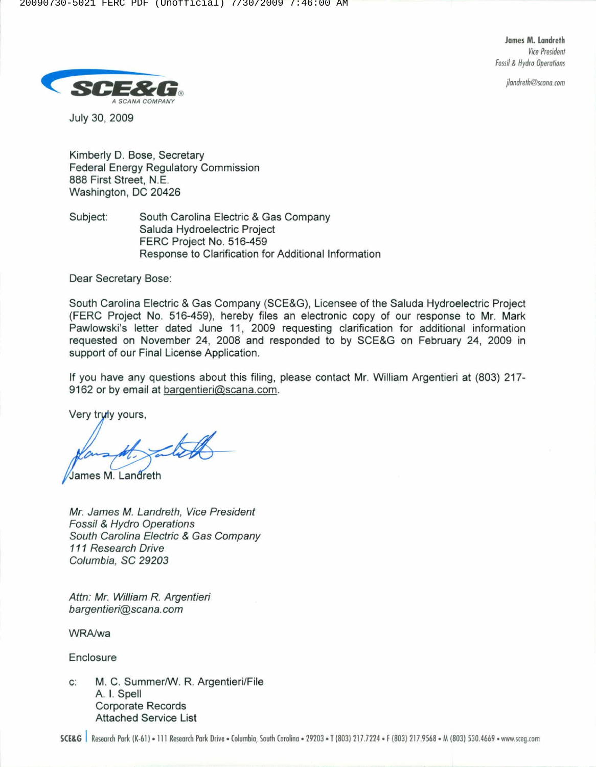James M. Landreth
*Vice President*
*Fossil & Hydro Operations*

*jlandreth@scana.com*

SCE&G®
A SCANA COMPANY

July 30, 2009

Kimberly D. Bose, Secretary
Federal Energy Regulatory Commission
888 First Street, N.E.
Washington, DC 20426

Subject: South Carolina Electric & Gas Company
Saluda Hydroelectric Project
FERC Project No. 516-459
Response to Clarification for Additional Information

Dear Secretary Bose:

South Carolina Electric & Gas Company (SCE&G), Licensee of the Saluda Hydroelectric Project (FERC Project No. 516-459), hereby files an electronic copy of our response to Mr. Mark Pawlowski's letter dated June 11, 2009 requesting clarification for additional information requested on November 24, 2008 and responded to by SCE&G on February 24, 2009 in support of our Final License Application.

If you have any questions about this filing, please contact Mr. William Argentieri at (803) 217-9162 or by email at bargentieri@scana.com.

Very truly yours,

James M. Landreth

*Mr. James M. Landreth, Vice President*
*Fossil & Hydro Operations*
*South Carolina Electric & Gas Company*
*111 Research Drive*
*Columbia, SC 29203*

*Attn: Mr. William R. Argentieri*
*bargentieri@scana.com*

WRA/wa

Enclosure

c: M. C. Summer/W. R. Argentieri/File
A. I. Spell
Corporate Records
Attached Service List

SCE&G | Research Park (K-61) • 111 Research Park Drive • Columbia, South Carolina • 29203 • T (803) 217.7224 • F (803) 217.9568 • M (803) 530.4669 • www.sceg.com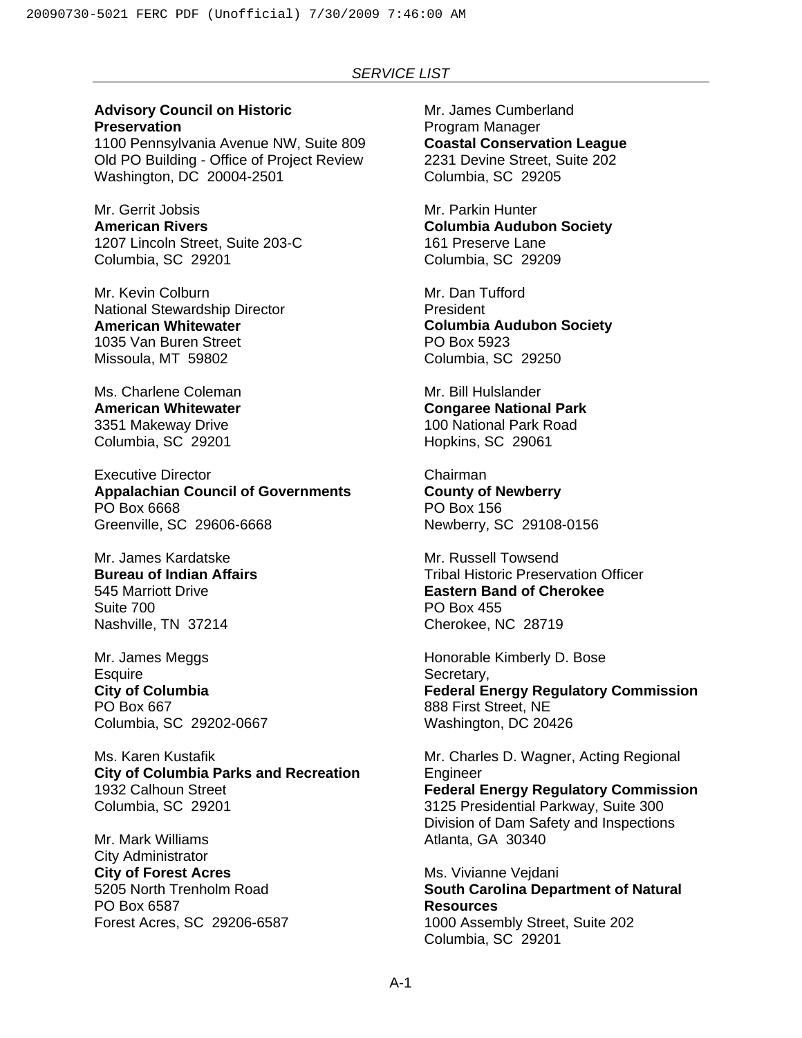*SERVICE LIST*

**Advisory Council on Historic Preservation**
1100 Pennsylvania Avenue NW, Suite 809
Old PO Building - Office of Project Review
Washington, DC 20004-2501

Mr. Gerrit Jobsis
**American Rivers**
1207 Lincoln Street, Suite 203-C
Columbia, SC 29201

Mr. Kevin Colburn
National Stewardship Director
**American Whitewater**
1035 Van Buren Street
Missoula, MT 59802

Ms. Charlene Coleman
**American Whitewater**
3351 Makeway Drive
Columbia, SC 29201

Executive Director
**Appalachian Council of Governments**
PO Box 6668
Greenville, SC 29606-6668

Mr. James Kardatske
**Bureau of Indian Affairs**
545 Marriott Drive
Suite 700
Nashville, TN 37214

Mr. James Meggs
Esquire
**City of Columbia**
PO Box 667
Columbia, SC 29202-0667

Ms. Karen Kustafik
**City of Columbia Parks and Recreation**
1932 Calhoun Street
Columbia, SC 29201

Mr. Mark Williams
City Administrator
**City of Forest Acres**
5205 North Trenholm Road
PO Box 6587
Forest Acres, SC 29206-6587

Mr. James Cumberland
Program Manager
**Coastal Conservation League**
2231 Devine Street, Suite 202
Columbia, SC 29205

Mr. Parkin Hunter
**Columbia Audubon Society**
161 Preserve Lane
Columbia, SC 29209

Mr. Dan Tufford
President
**Columbia Audubon Society**
PO Box 5923
Columbia, SC 29250

Mr. Bill Hulslander
**Congaree National Park**
100 National Park Road
Hopkins, SC 29061

Chairman
**County of Newberry**
PO Box 156
Newberry, SC 29108-0156

Mr. Russell Towsend
Tribal Historic Preservation Officer
**Eastern Band of Cherokee**
PO Box 455
Cherokee, NC 28719

Honorable Kimberly D. Bose
Secretary,
**Federal Energy Regulatory Commission**
888 First Street, NE
Washington, DC 20426

Mr. Charles D. Wagner, Acting Regional Engineer
**Federal Energy Regulatory Commission**
3125 Presidential Parkway, Suite 300
Division of Dam Safety and Inspections
Atlanta, GA 30340

Ms. Vivianne Vejdani
**South Carolina Department of Natural Resources**
1000 Assembly Street, Suite 202
Columbia, SC 29201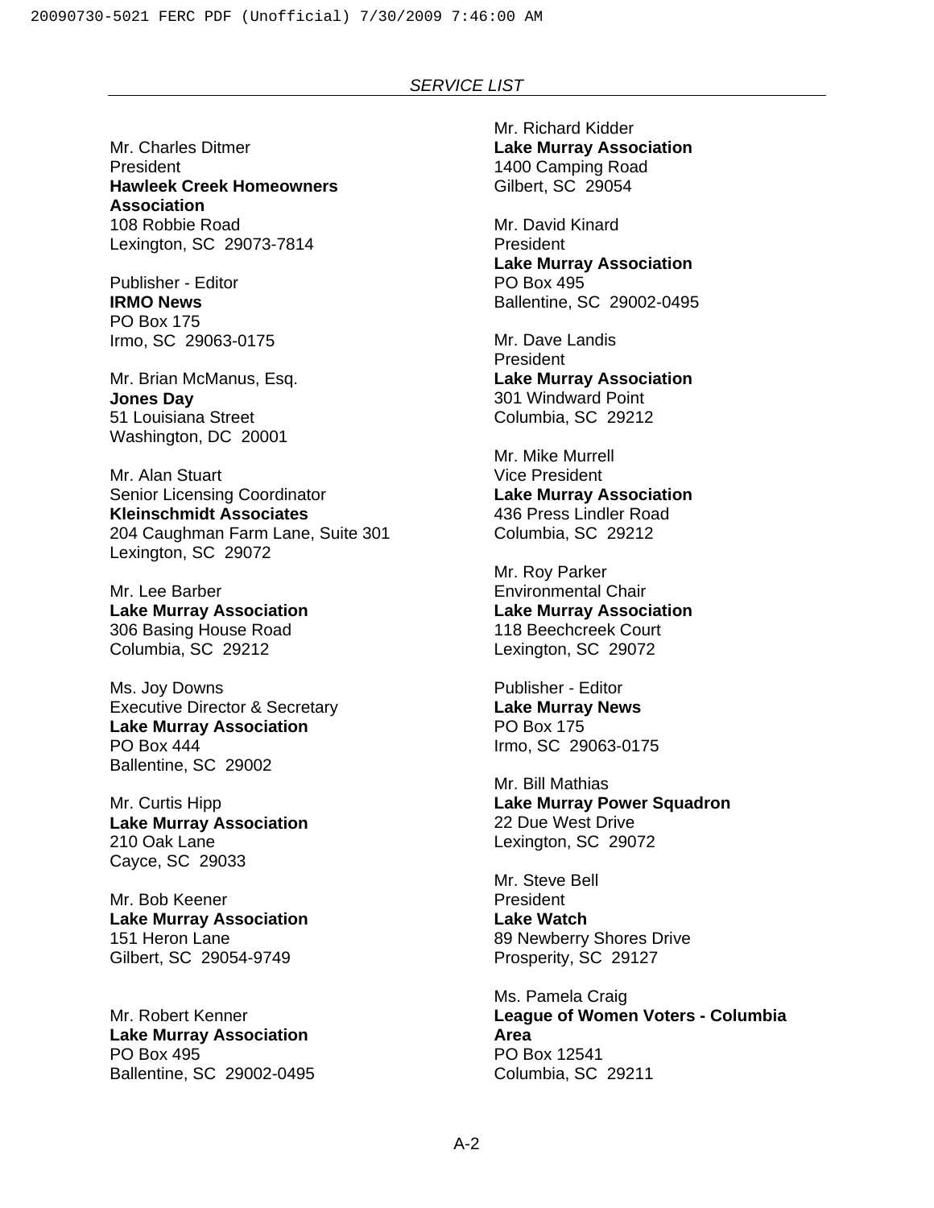*SERVICE LIST*

Mr. Charles Ditmer
President
**Hawleek Creek Homeowners Association**
108 Robbie Road
Lexington, SC 29073-7814

Publisher - Editor
**IRMO News**
PO Box 175
Irmo, SC 29063-0175

Mr. Brian McManus, Esq.
**Jones Day**
51 Louisiana Street
Washington, DC 20001

Mr. Alan Stuart
Senior Licensing Coordinator
**Kleinschmidt Associates**
204 Caughman Farm Lane, Suite 301
Lexington, SC 29072

Mr. Lee Barber
**Lake Murray Association**
306 Basing House Road
Columbia, SC 29212

Ms. Joy Downs
Executive Director & Secretary
**Lake Murray Association**
PO Box 444
Ballentine, SC 29002

Mr. Curtis Hipp
**Lake Murray Association**
210 Oak Lane
Cayce, SC 29033

Mr. Bob Keener
**Lake Murray Association**
151 Heron Lane
Gilbert, SC 29054-9749

Mr. Robert Kenner
**Lake Murray Association**
PO Box 495
Ballentine, SC 29002-0495

Mr. Richard Kidder
**Lake Murray Association**
1400 Camping Road
Gilbert, SC 29054

Mr. David Kinard
President
**Lake Murray Association**
PO Box 495
Ballentine, SC 29002-0495

Mr. Dave Landis
President
**Lake Murray Association**
301 Windward Point
Columbia, SC 29212

Mr. Mike Murrell
Vice President
**Lake Murray Association**
436 Press Lindler Road
Columbia, SC 29212

Mr. Roy Parker
Environmental Chair
**Lake Murray Association**
118 Beechcreek Court
Lexington, SC 29072

Publisher - Editor
**Lake Murray News**
PO Box 175
Irmo, SC 29063-0175

Mr. Bill Mathias
**Lake Murray Power Squadron**
22 Due West Drive
Lexington, SC 29072

Mr. Steve Bell
President
**Lake Watch**
89 Newberry Shores Drive
Prosperity, SC 29127

Ms. Pamela Craig
**League of Women Voters - Columbia Area**
PO Box 12541
Columbia, SC 29211

A-2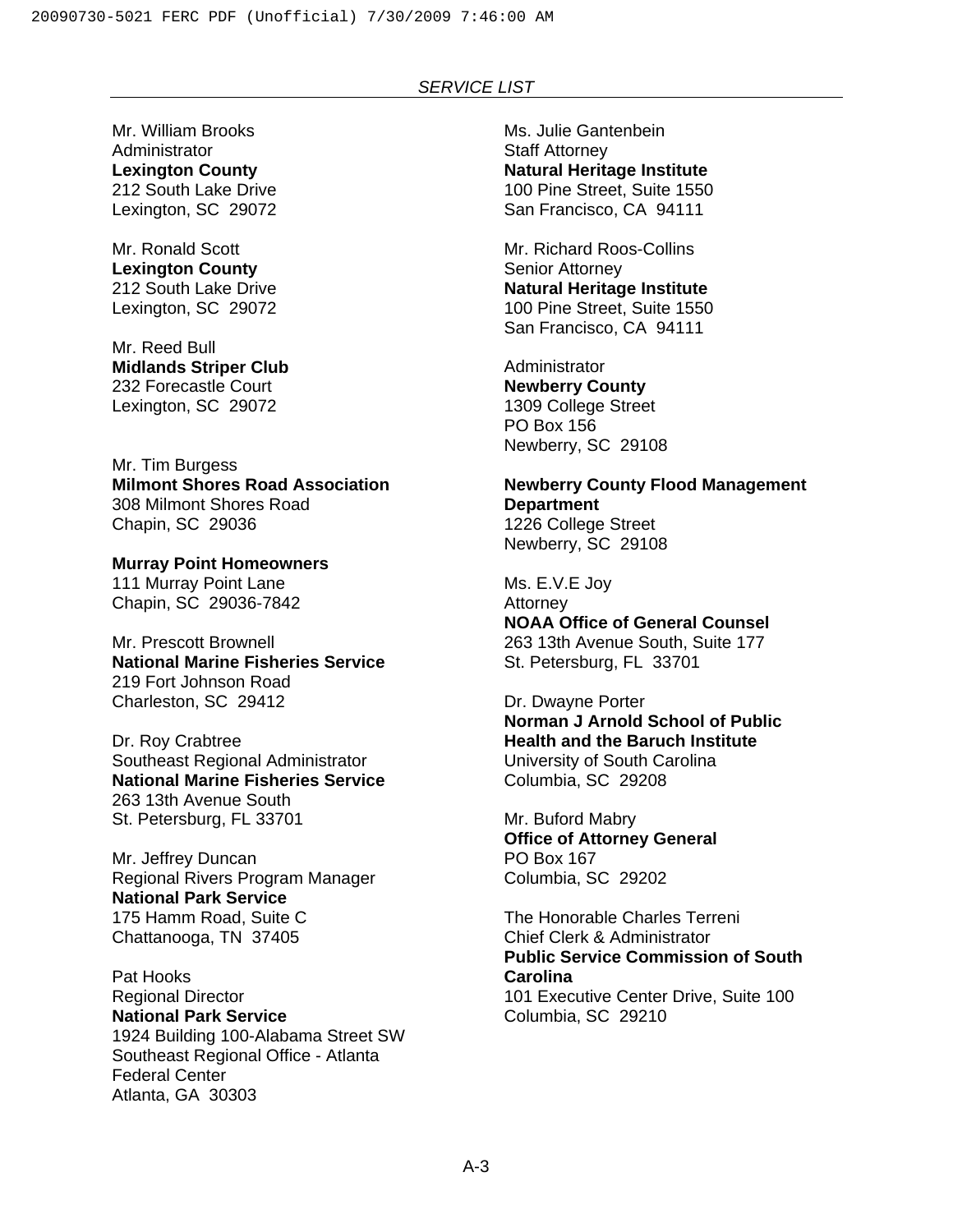*SERVICE LIST*

Mr. William Brooks
Administrator
**Lexington County**
212 South Lake Drive
Lexington, SC 29072

Mr. Ronald Scott
**Lexington County**
212 South Lake Drive
Lexington, SC 29072

Mr. Reed Bull
**Midlands Striper Club**
232 Forecastle Court
Lexington, SC 29072

Mr. Tim Burgess
**Milmont Shores Road Association**
308 Milmont Shores Road
Chapin, SC 29036

**Murray Point Homeowners**
111 Murray Point Lane
Chapin, SC 29036-7842

Mr. Prescott Brownell
**National Marine Fisheries Service**
219 Fort Johnson Road
Charleston, SC 29412

Dr. Roy Crabtree
Southeast Regional Administrator
**National Marine Fisheries Service**
263 13th Avenue South
St. Petersburg, FL 33701

Mr. Jeffrey Duncan
Regional Rivers Program Manager
**National Park Service**
175 Hamm Road, Suite C
Chattanooga, TN 37405

Pat Hooks
Regional Director
**National Park Service**
1924 Building 100-Alabama Street SW
Southeast Regional Office - Atlanta
Federal Center
Atlanta, GA 30303

Ms. Julie Gantenbein
Staff Attorney
**Natural Heritage Institute**
100 Pine Street, Suite 1550
San Francisco, CA 94111

Mr. Richard Roos-Collins
Senior Attorney
**Natural Heritage Institute**
100 Pine Street, Suite 1550
San Francisco, CA 94111

Administrator
**Newberry County**
1309 College Street
PO Box 156
Newberry, SC 29108

**Newberry County Flood Management Department**
1226 College Street
Newberry, SC 29108

Ms. E.V.E Joy
Attorney
**NOAA Office of General Counsel**
263 13th Avenue South, Suite 177
St. Petersburg, FL 33701

Dr. Dwayne Porter
**Norman J Arnold School of Public Health and the Baruch Institute**
University of South Carolina
Columbia, SC 29208

Mr. Buford Mabry
**Office of Attorney General**
PO Box 167
Columbia, SC 29202

The Honorable Charles Terreni
Chief Clerk & Administrator
**Public Service Commission of South Carolina**
101 Executive Center Drive, Suite 100
Columbia, SC 29210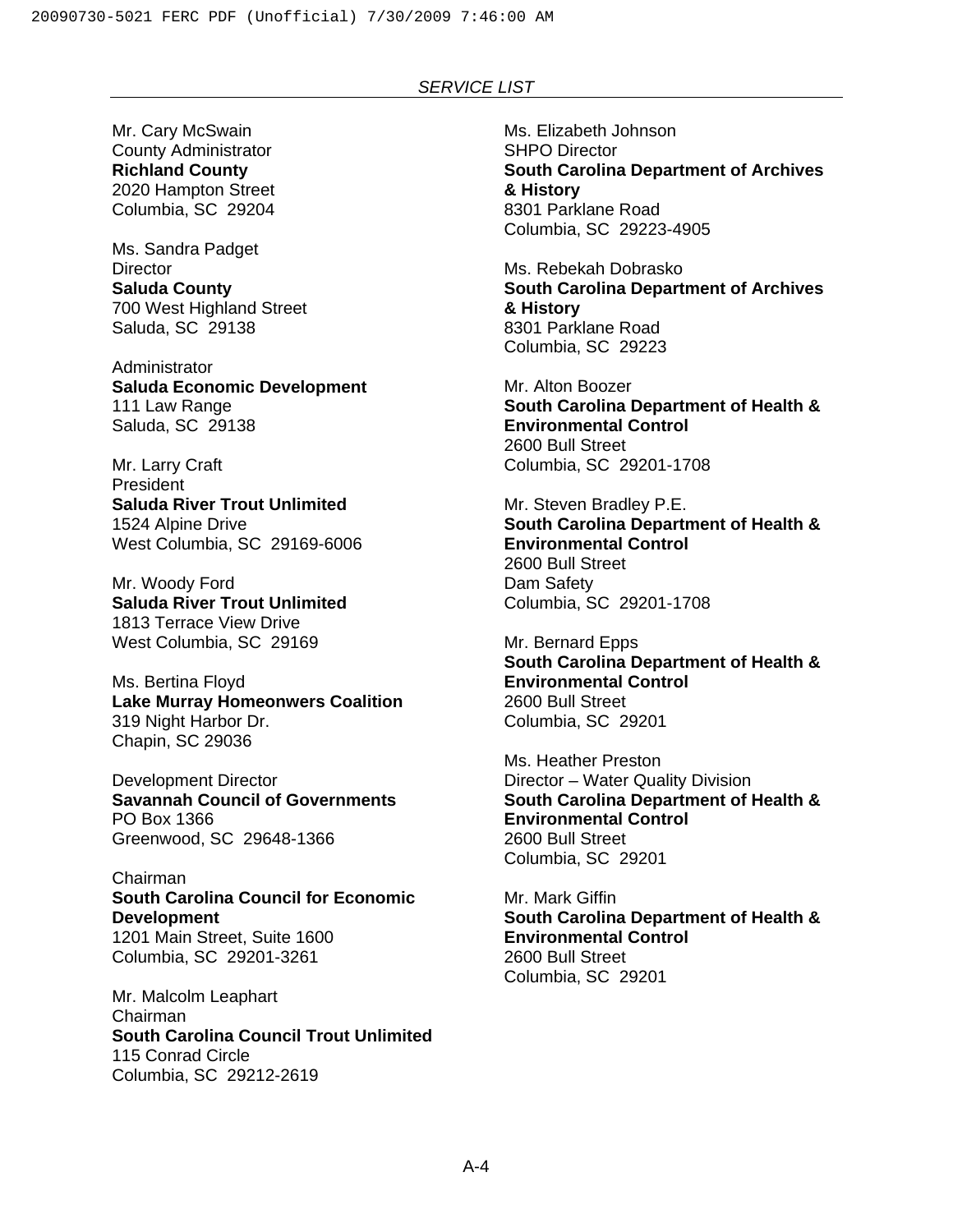*SERVICE LIST*

Mr. Cary McSwain
County Administrator
**Richland County**
2020 Hampton Street
Columbia, SC 29204

Ms. Sandra Padget
Director
**Saluda County**
700 West Highland Street
Saluda, SC 29138

Administrator
**Saluda Economic Development**
111 Law Range
Saluda, SC 29138

Mr. Larry Craft
President
**Saluda River Trout Unlimited**
1524 Alpine Drive
West Columbia, SC 29169-6006

Mr. Woody Ford
**Saluda River Trout Unlimited**
1813 Terrace View Drive
West Columbia, SC 29169

Ms. Bertina Floyd
**Lake Murray Homeonwers Coalition**
319 Night Harbor Dr.
Chapin, SC 29036

Development Director
**Savannah Council of Governments**
PO Box 1366
Greenwood, SC 29648-1366

Chairman
**South Carolina Council for Economic Development**
1201 Main Street, Suite 1600
Columbia, SC 29201-3261

Mr. Malcolm Leaphart
Chairman
**South Carolina Council Trout Unlimited**
115 Conrad Circle
Columbia, SC 29212-2619

Ms. Elizabeth Johnson
SHPO Director
**South Carolina Department of Archives & History**
8301 Parklane Road
Columbia, SC 29223-4905

Ms. Rebekah Dobrasko
**South Carolina Department of Archives & History**
8301 Parklane Road
Columbia, SC 29223

Mr. Alton Boozer
**South Carolina Department of Health & Environmental Control**
2600 Bull Street
Columbia, SC 29201-1708

Mr. Steven Bradley P.E.
**South Carolina Department of Health & Environmental Control**
2600 Bull Street
Dam Safety
Columbia, SC 29201-1708

Mr. Bernard Epps
**South Carolina Department of Health & Environmental Control**
2600 Bull Street
Columbia, SC 29201

Ms. Heather Preston
Director – Water Quality Division
**South Carolina Department of Health & Environmental Control**
2600 Bull Street
Columbia, SC 29201

Mr. Mark Giffin
**South Carolina Department of Health & Environmental Control**
2600 Bull Street
Columbia, SC 29201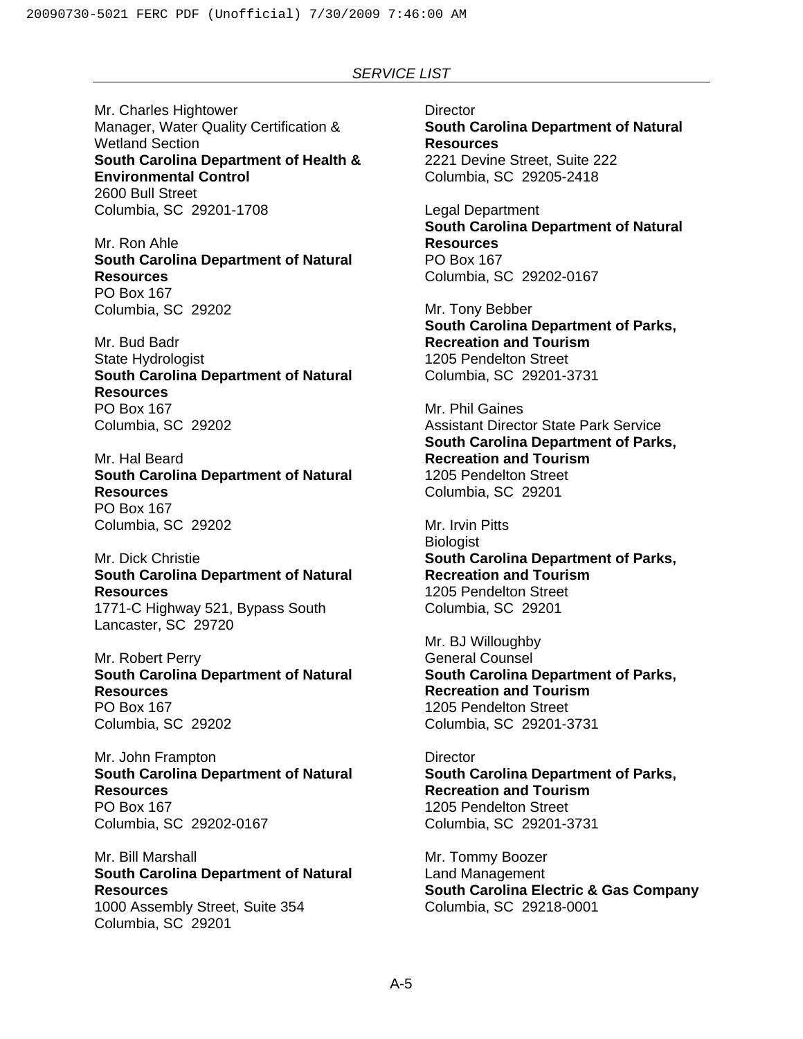*SERVICE LIST*

Mr. Charles Hightower
Manager, Water Quality Certification & Wetland Section
**South Carolina Department of Health & Environmental Control**
2600 Bull Street
Columbia, SC 29201-1708

Mr. Ron Ahle
**South Carolina Department of Natural Resources**
PO Box 167
Columbia, SC 29202

Mr. Bud Badr
State Hydrologist
**South Carolina Department of Natural Resources**
PO Box 167
Columbia, SC 29202

Mr. Hal Beard
**South Carolina Department of Natural Resources**
PO Box 167
Columbia, SC 29202

Mr. Dick Christie
**South Carolina Department of Natural Resources**
1771-C Highway 521, Bypass South
Lancaster, SC 29720

Mr. Robert Perry
**South Carolina Department of Natural Resources**
PO Box 167
Columbia, SC 29202

Mr. John Frampton
**South Carolina Department of Natural Resources**
PO Box 167
Columbia, SC 29202-0167

Mr. Bill Marshall
**South Carolina Department of Natural Resources**
1000 Assembly Street, Suite 354
Columbia, SC 29201

Director
**South Carolina Department of Natural Resources**
2221 Devine Street, Suite 222
Columbia, SC 29205-2418

Legal Department
**South Carolina Department of Natural Resources**
PO Box 167
Columbia, SC 29202-0167

Mr. Tony Bebber
**South Carolina Department of Parks, Recreation and Tourism**
1205 Pendelton Street
Columbia, SC 29201-3731

Mr. Phil Gaines
Assistant Director State Park Service
**South Carolina Department of Parks, Recreation and Tourism**
1205 Pendelton Street
Columbia, SC 29201

Mr. Irvin Pitts
Biologist
**South Carolina Department of Parks, Recreation and Tourism**
1205 Pendelton Street
Columbia, SC 29201

Mr. BJ Willoughby
General Counsel
**South Carolina Department of Parks, Recreation and Tourism**
1205 Pendelton Street
Columbia, SC 29201-3731

Director
**South Carolina Department of Parks, Recreation and Tourism**
1205 Pendelton Street
Columbia, SC 29201-3731

Mr. Tommy Boozer
Land Management
**South Carolina Electric & Gas Company**
Columbia, SC 29218-0001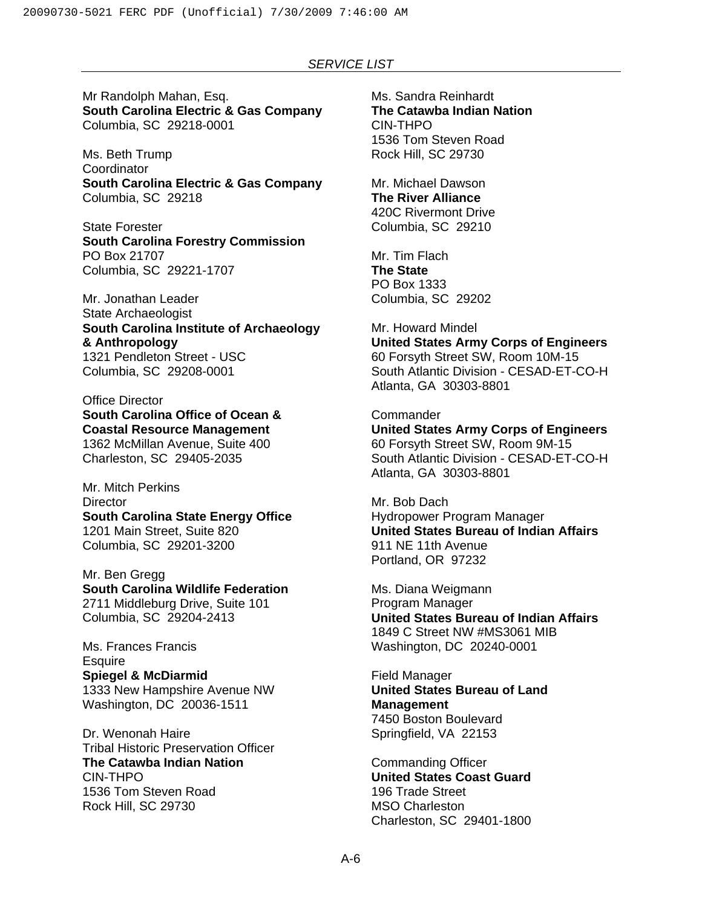*SERVICE LIST*

Mr Randolph Mahan, Esq.
**South Carolina Electric & Gas Company**
Columbia, SC 29218-0001

Ms. Beth Trump
Coordinator
**South Carolina Electric & Gas Company**
Columbia, SC 29218

State Forester
**South Carolina Forestry Commission**
PO Box 21707
Columbia, SC 29221-1707

Mr. Jonathan Leader
State Archaeologist
**South Carolina Institute of Archaeology & Anthropology**
1321 Pendleton Street - USC
Columbia, SC 29208-0001

Office Director
**South Carolina Office of Ocean & Coastal Resource Management**
1362 McMillan Avenue, Suite 400
Charleston, SC 29405-2035

Mr. Mitch Perkins
Director
**South Carolina State Energy Office**
1201 Main Street, Suite 820
Columbia, SC 29201-3200

Mr. Ben Gregg
**South Carolina Wildlife Federation**
2711 Middleburg Drive, Suite 101
Columbia, SC 29204-2413

Ms. Frances Francis
Esquire
**Spiegel & McDiarmid**
1333 New Hampshire Avenue NW
Washington, DC 20036-1511

Dr. Wenonah Haire
Tribal Historic Preservation Officer
**The Catawba Indian Nation**
CIN-THPO
1536 Tom Steven Road
Rock Hill, SC 29730

Ms. Sandra Reinhardt
**The Catawba Indian Nation**
CIN-THPO
1536 Tom Steven Road
Rock Hill, SC 29730

Mr. Michael Dawson
**The River Alliance**
420C Rivermont Drive
Columbia, SC 29210

Mr. Tim Flach
**The State**
PO Box 1333
Columbia, SC 29202

Mr. Howard Mindel
**United States Army Corps of Engineers**
60 Forsyth Street SW, Room 10M-15
South Atlantic Division - CESAD-ET-CO-H
Atlanta, GA 30303-8801

Commander
**United States Army Corps of Engineers**
60 Forsyth Street SW, Room 9M-15
South Atlantic Division - CESAD-ET-CO-H
Atlanta, GA 30303-8801

Mr. Bob Dach
Hydropower Program Manager
**United States Bureau of Indian Affairs**
911 NE 11th Avenue
Portland, OR 97232

Ms. Diana Weigmann
Program Manager
**United States Bureau of Indian Affairs**
1849 C Street NW #MS3061 MIB
Washington, DC 20240-0001

Field Manager
**United States Bureau of Land Management**
7450 Boston Boulevard
Springfield, VA 22153

Commanding Officer
**United States Coast Guard**
196 Trade Street
MSO Charleston
Charleston, SC 29401-1800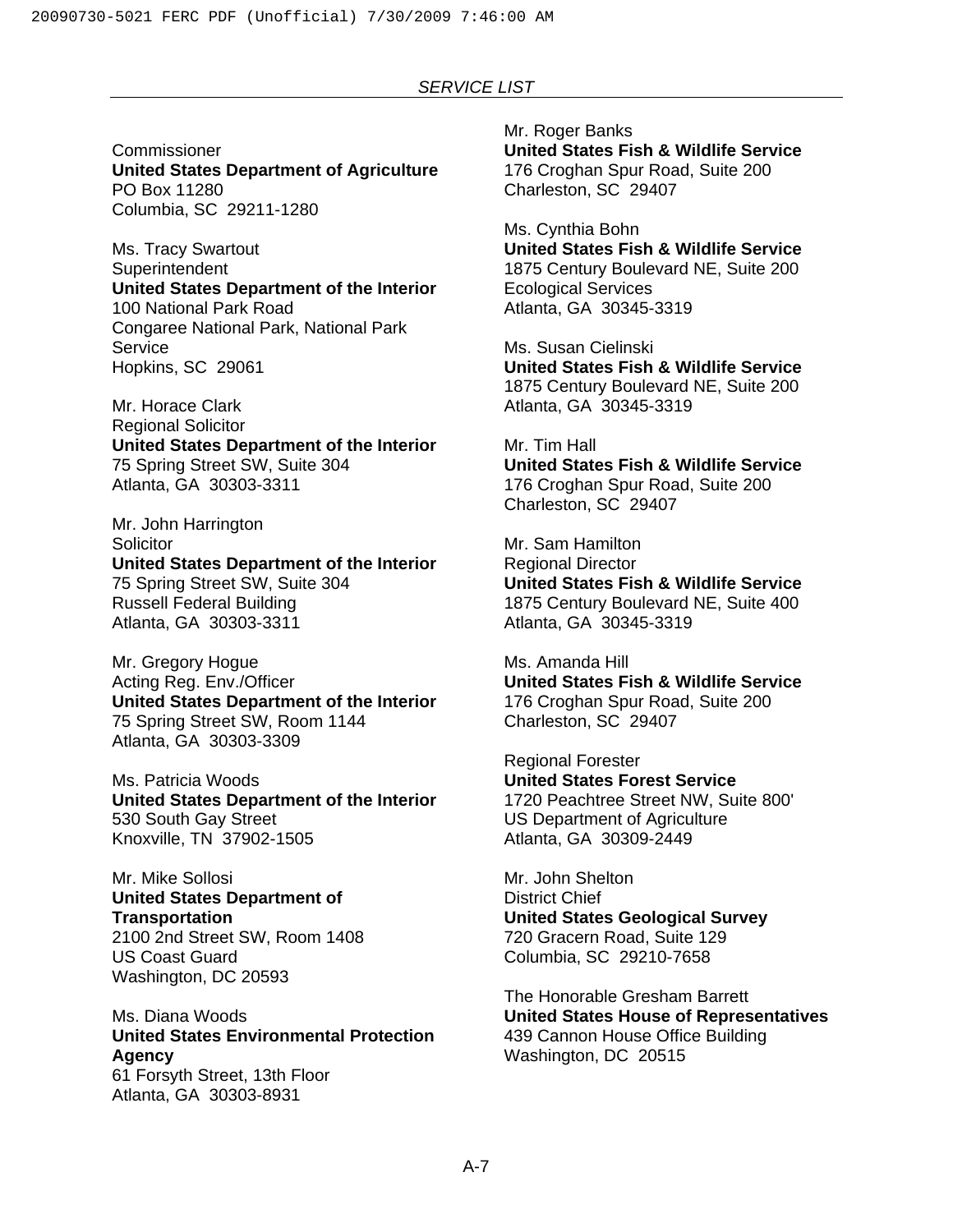*SERVICE LIST*

Commissioner
**United States Department of Agriculture**
PO Box 11280
Columbia, SC 29211-1280

Ms. Tracy Swartout
Superintendent
**United States Department of the Interior**
100 National Park Road
Congaree National Park, National Park Service
Hopkins, SC 29061

Mr. Horace Clark
Regional Solicitor
**United States Department of the Interior**
75 Spring Street SW, Suite 304
Atlanta, GA 30303-3311

Mr. John Harrington
Solicitor
**United States Department of the Interior**
75 Spring Street SW, Suite 304
Russell Federal Building
Atlanta, GA 30303-3311

Mr. Gregory Hogue
Acting Reg. Env./Officer
**United States Department of the Interior**
75 Spring Street SW, Room 1144
Atlanta, GA 30303-3309

Ms. Patricia Woods
**United States Department of the Interior**
530 South Gay Street
Knoxville, TN 37902-1505

Mr. Mike Sollosi
**United States Department of Transportation**
2100 2nd Street SW, Room 1408
US Coast Guard
Washington, DC 20593

Ms. Diana Woods
**United States Environmental Protection Agency**
61 Forsyth Street, 13th Floor
Atlanta, GA 30303-8931

Mr. Roger Banks
**United States Fish & Wildlife Service**
176 Croghan Spur Road, Suite 200
Charleston, SC 29407

Ms. Cynthia Bohn
**United States Fish & Wildlife Service**
1875 Century Boulevard NE, Suite 200
Ecological Services
Atlanta, GA 30345-3319

Ms. Susan Cielinski
**United States Fish & Wildlife Service**
1875 Century Boulevard NE, Suite 200
Atlanta, GA 30345-3319

Mr. Tim Hall
**United States Fish & Wildlife Service**
176 Croghan Spur Road, Suite 200
Charleston, SC 29407

Mr. Sam Hamilton
Regional Director
**United States Fish & Wildlife Service**
1875 Century Boulevard NE, Suite 400
Atlanta, GA 30345-3319

Ms. Amanda Hill
**United States Fish & Wildlife Service**
176 Croghan Spur Road, Suite 200
Charleston, SC 29407

Regional Forester
**United States Forest Service**
1720 Peachtree Street NW, Suite 800'
US Department of Agriculture
Atlanta, GA 30309-2449

Mr. John Shelton
District Chief
**United States Geological Survey**
720 Gracern Road, Suite 129
Columbia, SC 29210-7658

The Honorable Gresham Barrett
**United States House of Representatives**
439 Cannon House Office Building
Washington, DC 20515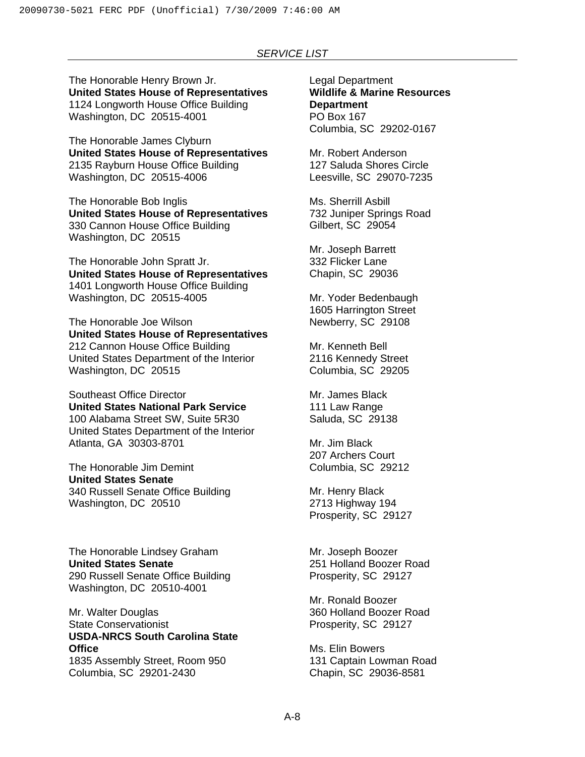*SERVICE LIST*

The Honorable Henry Brown Jr.
**United States House of Representatives**
1124 Longworth House Office Building
Washington, DC 20515-4001

The Honorable James Clyburn
**United States House of Representatives**
2135 Rayburn House Office Building
Washington, DC 20515-4006

The Honorable Bob Inglis
**United States House of Representatives**
330 Cannon House Office Building
Washington, DC 20515

The Honorable John Spratt Jr.
**United States House of Representatives**
1401 Longworth House Office Building
Washington, DC 20515-4005

The Honorable Joe Wilson
**United States House of Representatives**
212 Cannon House Office Building
United States Department of the Interior
Washington, DC 20515

Southeast Office Director
**United States National Park Service**
100 Alabama Street SW, Suite 5R30
United States Department of the Interior
Atlanta, GA 30303-8701

The Honorable Jim Demint
**United States Senate**
340 Russell Senate Office Building
Washington, DC 20510

The Honorable Lindsey Graham
**United States Senate**
290 Russell Senate Office Building
Washington, DC 20510-4001

Mr. Walter Douglas
State Conservationist
**USDA-NRCS South Carolina State Office**
1835 Assembly Street, Room 950
Columbia, SC 29201-2430

Legal Department
**Wildlife & Marine Resources Department**
PO Box 167
Columbia, SC 29202-0167

Mr. Robert Anderson
127 Saluda Shores Circle
Leesville, SC 29070-7235

Ms. Sherrill Asbill
732 Juniper Springs Road
Gilbert, SC 29054

Mr. Joseph Barrett
332 Flicker Lane
Chapin, SC 29036

Mr. Yoder Bedenbaugh
1605 Harrington Street
Newberry, SC 29108

Mr. Kenneth Bell
2116 Kennedy Street
Columbia, SC 29205

Mr. James Black
111 Law Range
Saluda, SC 29138

Mr. Jim Black
207 Archers Court
Columbia, SC 29212

Mr. Henry Black
2713 Highway 194
Prosperity, SC 29127

Mr. Joseph Boozer
251 Holland Boozer Road
Prosperity, SC 29127

Mr. Ronald Boozer
360 Holland Boozer Road
Prosperity, SC 29127

Ms. Elin Bowers
131 Captain Lowman Road
Chapin, SC 29036-8581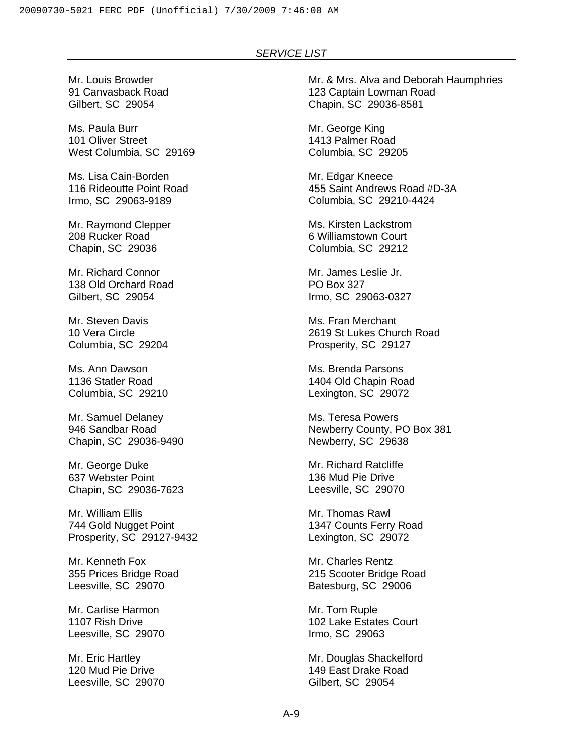*SERVICE LIST*

Mr. Louis Browder
91 Canvasback Road
Gilbert, SC 29054

Ms. Paula Burr
101 Oliver Street
West Columbia, SC 29169

Ms. Lisa Cain-Borden
116 Rideoutte Point Road
Irmo, SC 29063-9189

Mr. Raymond Clepper
208 Rucker Road
Chapin, SC 29036

Mr. Richard Connor
138 Old Orchard Road
Gilbert, SC 29054

Mr. Steven Davis
10 Vera Circle
Columbia, SC 29204

Ms. Ann Dawson
1136 Statler Road
Columbia, SC 29210

Mr. Samuel Delaney
946 Sandbar Road
Chapin, SC 29036-9490

Mr. George Duke
637 Webster Point
Chapin, SC 29036-7623

Mr. William Ellis
744 Gold Nugget Point
Prosperity, SC 29127-9432

Mr. Kenneth Fox
355 Prices Bridge Road
Leesville, SC 29070

Mr. Carlise Harmon
1107 Rish Drive
Leesville, SC 29070

Mr. Eric Hartley
120 Mud Pie Drive
Leesville, SC 29070

Mr. & Mrs. Alva and Deborah Haumphries
123 Captain Lowman Road
Chapin, SC 29036-8581

Mr. George King
1413 Palmer Road
Columbia, SC 29205

Mr. Edgar Kneece
455 Saint Andrews Road #D-3A
Columbia, SC 29210-4424

Ms. Kirsten Lackstrom
6 Williamstown Court
Columbia, SC 29212

Mr. James Leslie Jr.
PO Box 327
Irmo, SC 29063-0327

Ms. Fran Merchant
2619 St Lukes Church Road
Prosperity, SC 29127

Ms. Brenda Parsons
1404 Old Chapin Road
Lexington, SC 29072

Ms. Teresa Powers
Newberry County, PO Box 381
Newberry, SC 29638

Mr. Richard Ratcliffe
136 Mud Pie Drive
Leesville, SC 29070

Mr. Thomas Rawl
1347 Counts Ferry Road
Lexington, SC 29072

Mr. Charles Rentz
215 Scooter Bridge Road
Batesburg, SC 29006

Mr. Tom Ruple
102 Lake Estates Court
Irmo, SC 29063

Mr. Douglas Shackelford
149 East Drake Road
Gilbert, SC 29054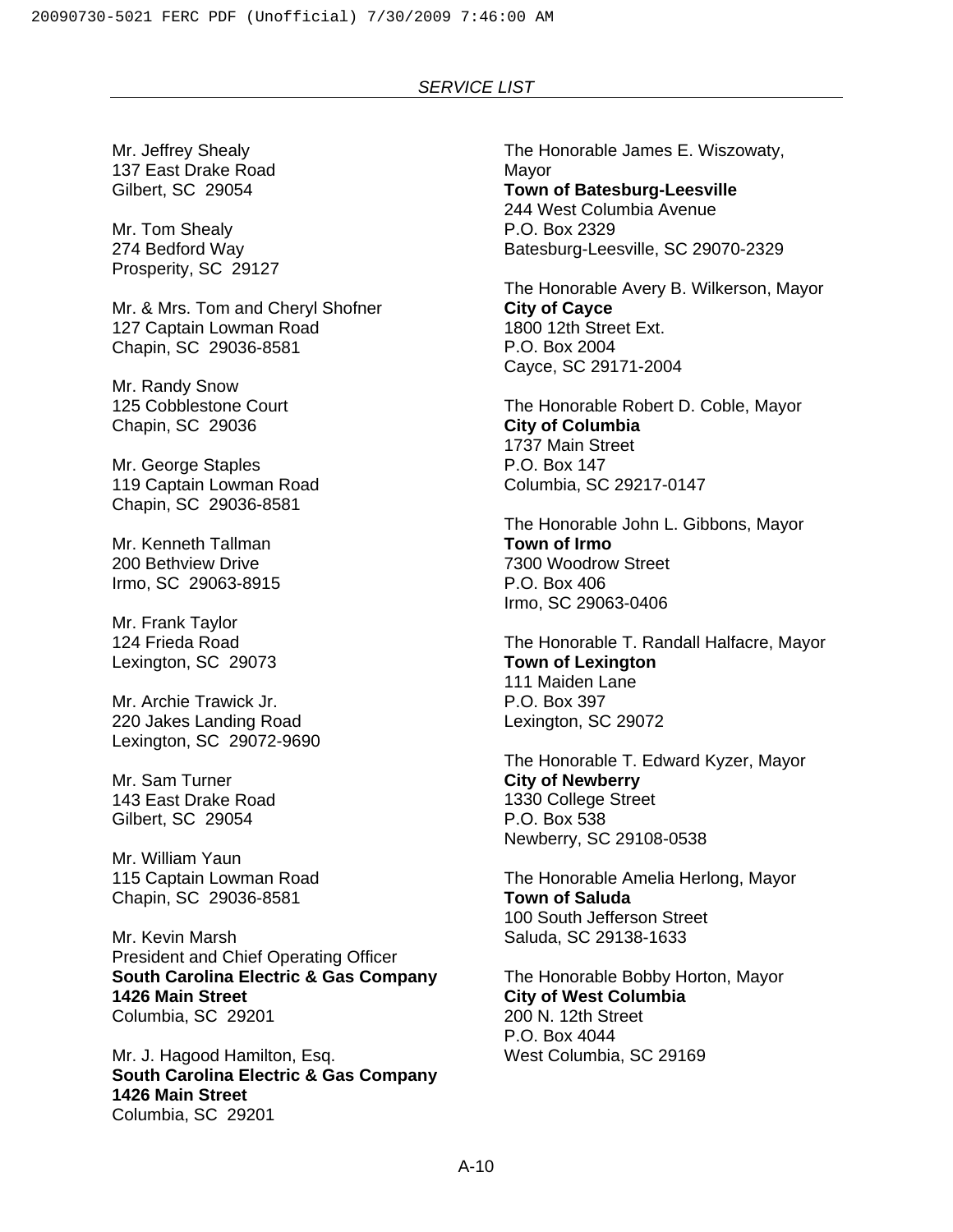*SERVICE LIST*

Mr. Jeffrey Shealy
137 East Drake Road
Gilbert, SC 29054

Mr. Tom Shealy
274 Bedford Way
Prosperity, SC 29127

Mr. & Mrs. Tom and Cheryl Shofner
127 Captain Lowman Road
Chapin, SC 29036-8581

Mr. Randy Snow
125 Cobblestone Court
Chapin, SC 29036

Mr. George Staples
119 Captain Lowman Road
Chapin, SC 29036-8581

Mr. Kenneth Tallman
200 Bethview Drive
Irmo, SC 29063-8915

Mr. Frank Taylor
124 Frieda Road
Lexington, SC 29073

Mr. Archie Trawick Jr.
220 Jakes Landing Road
Lexington, SC 29072-9690

Mr. Sam Turner
143 East Drake Road
Gilbert, SC 29054

Mr. William Yaun
115 Captain Lowman Road
Chapin, SC 29036-8581

Mr. Kevin Marsh
President and Chief Operating Officer
**South Carolina Electric & Gas Company**
**1426 Main Street**
Columbia, SC 29201

Mr. J. Hagood Hamilton, Esq.
**South Carolina Electric & Gas Company**
**1426 Main Street**
Columbia, SC 29201

The Honorable James E. Wiszowaty, Mayor
**Town of Batesburg-Leesville**
244 West Columbia Avenue
P.O. Box 2329
Batesburg-Leesville, SC 29070-2329

The Honorable Avery B. Wilkerson, Mayor
**City of Cayce**
1800 12th Street Ext.
P.O. Box 2004
Cayce, SC 29171-2004

The Honorable Robert D. Coble, Mayor
**City of Columbia**
1737 Main Street
P.O. Box 147
Columbia, SC 29217-0147

The Honorable John L. Gibbons, Mayor
**Town of Irmo**
7300 Woodrow Street
P.O. Box 406
Irmo, SC 29063-0406

The Honorable T. Randall Halfacre, Mayor
**Town of Lexington**
111 Maiden Lane
P.O. Box 397
Lexington, SC 29072

The Honorable T. Edward Kyzer, Mayor
**City of Newberry**
1330 College Street
P.O. Box 538
Newberry, SC 29108-0538

The Honorable Amelia Herlong, Mayor
**Town of Saluda**
100 South Jefferson Street
Saluda, SC 29138-1633

The Honorable Bobby Horton, Mayor
**City of West Columbia**
200 N. 12th Street
P.O. Box 4044
West Columbia, SC 29169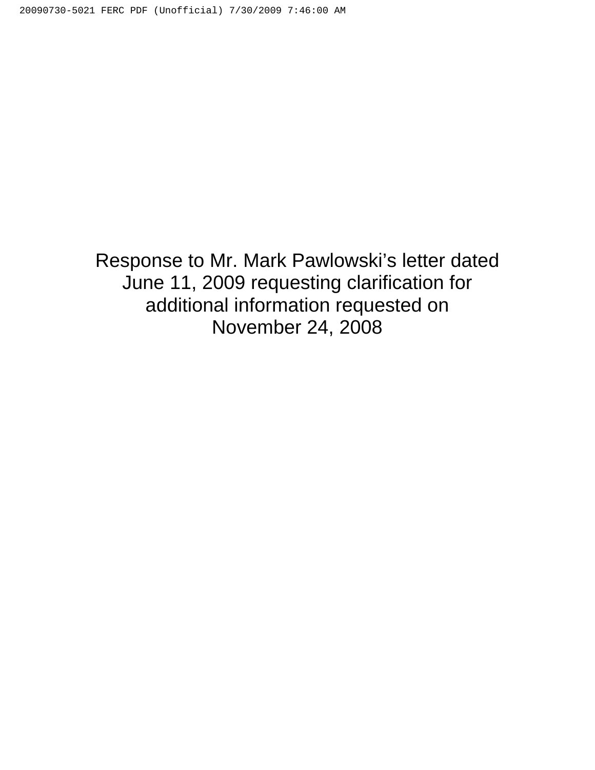Response to Mr. Mark Pawlowski's letter dated June 11, 2009 requesting clarification for additional information requested on November 24, 2008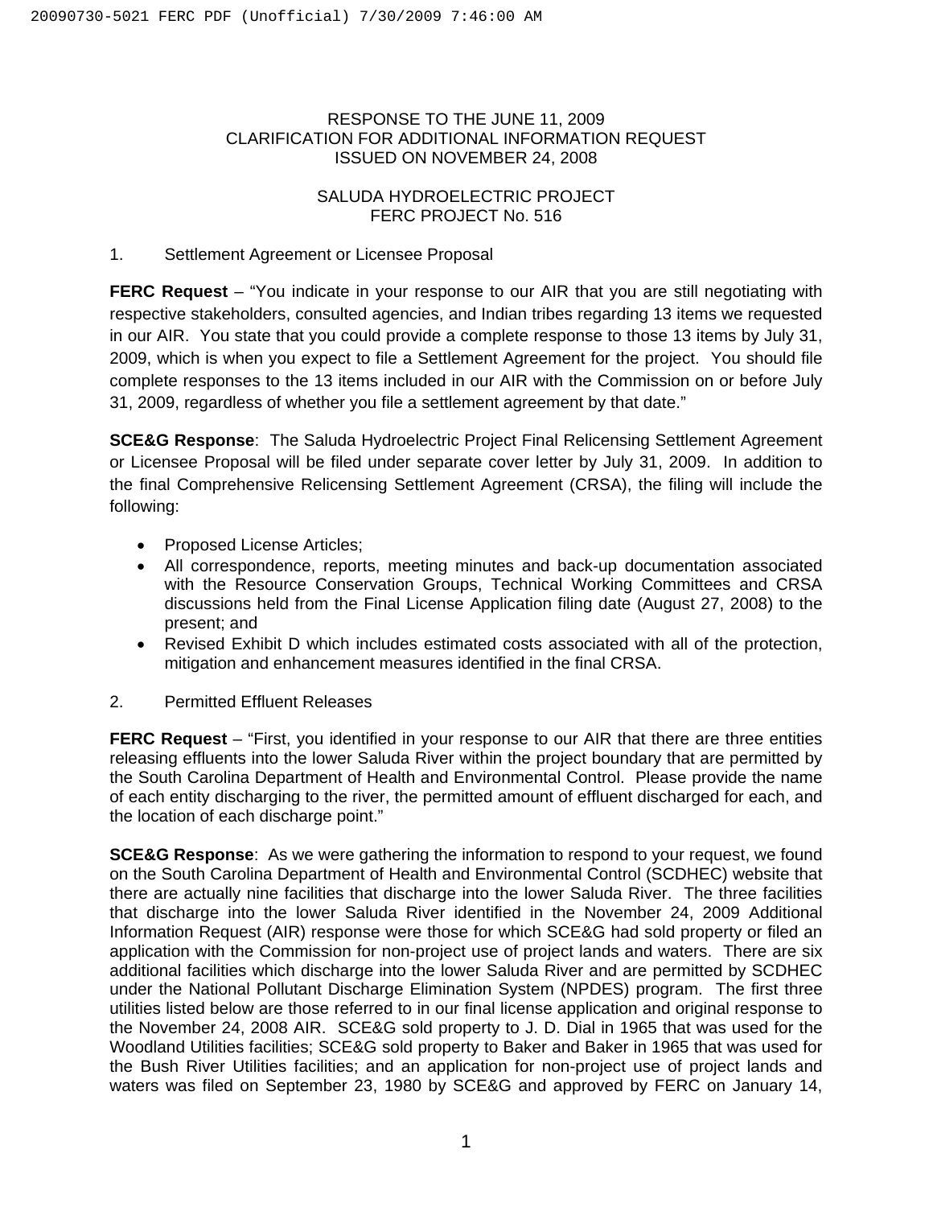RESPONSE TO THE JUNE 11, 2009
CLARIFICATION FOR ADDITIONAL INFORMATION REQUEST
ISSUED ON NOVEMBER 24, 2008

SALUDA HYDROELECTRIC PROJECT
FERC PROJECT No. 516

1. Settlement Agreement or Licensee Proposal

**FERC Request** – "You indicate in your response to our AIR that you are still negotiating with respective stakeholders, consulted agencies, and Indian tribes regarding 13 items we requested in our AIR. You state that you could provide a complete response to those 13 items by July 31, 2009, which is when you expect to file a Settlement Agreement for the project. You should file complete responses to the 13 items included in our AIR with the Commission on or before July 31, 2009, regardless of whether you file a settlement agreement by that date."

**SCE&G Response**: The Saluda Hydroelectric Project Final Relicensing Settlement Agreement or Licensee Proposal will be filed under separate cover letter by July 31, 2009. In addition to the final Comprehensive Relicensing Settlement Agreement (CRSA), the filing will include the following:

- Proposed License Articles;
- All correspondence, reports, meeting minutes and back-up documentation associated with the Resource Conservation Groups, Technical Working Committees and CRSA discussions held from the Final License Application filing date (August 27, 2008) to the present; and
- Revised Exhibit D which includes estimated costs associated with all of the protection, mitigation and enhancement measures identified in the final CRSA.

2. Permitted Effluent Releases

**FERC Request** – "First, you identified in your response to our AIR that there are three entities releasing effluents into the lower Saluda River within the project boundary that are permitted by the South Carolina Department of Health and Environmental Control. Please provide the name of each entity discharging to the river, the permitted amount of effluent discharged for each, and the location of each discharge point."

**SCE&G Response**: As we were gathering the information to respond to your request, we found on the South Carolina Department of Health and Environmental Control (SCDHEC) website that there are actually nine facilities that discharge into the lower Saluda River. The three facilities that discharge into the lower Saluda River identified in the November 24, 2009 Additional Information Request (AIR) response were those for which SCE&G had sold property or filed an application with the Commission for non-project use of project lands and waters. There are six additional facilities which discharge into the lower Saluda River and are permitted by SCDHEC under the National Pollutant Discharge Elimination System (NPDES) program. The first three utilities listed below are those referred to in our final license application and original response to the November 24, 2008 AIR. SCE&G sold property to J. D. Dial in 1965 that was used for the Woodland Utilities facilities; SCE&G sold property to Baker and Baker in 1965 that was used for the Bush River Utilities facilities; and an application for non-project use of project lands and waters was filed on September 23, 1980 by SCE&G and approved by FERC on January 14,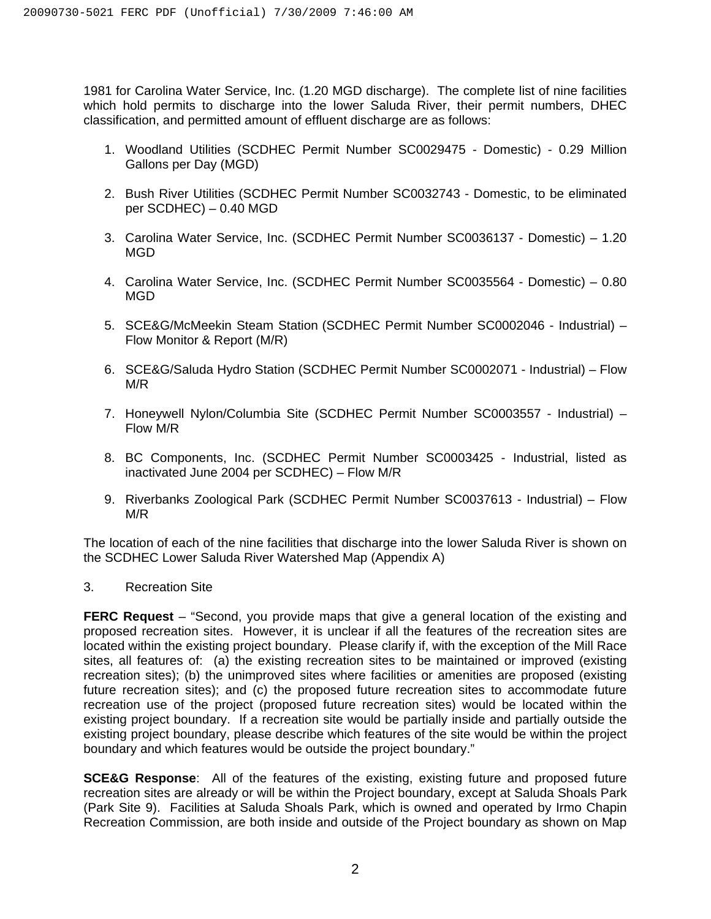1981 for Carolina Water Service, Inc. (1.20 MGD discharge). The complete list of nine facilities which hold permits to discharge into the lower Saluda River, their permit numbers, DHEC classification, and permitted amount of effluent discharge are as follows:

1. Woodland Utilities (SCDHEC Permit Number SC0029475 - Domestic) - 0.29 Million Gallons per Day (MGD)

2. Bush River Utilities (SCDHEC Permit Number SC0032743 - Domestic, to be eliminated per SCDHEC) – 0.40 MGD

3. Carolina Water Service, Inc. (SCDHEC Permit Number SC0036137 - Domestic) – 1.20 MGD

4. Carolina Water Service, Inc. (SCDHEC Permit Number SC0035564 - Domestic) – 0.80 MGD

5. SCE&G/McMeekin Steam Station (SCDHEC Permit Number SC0002046 - Industrial) – Flow Monitor & Report (M/R)

6. SCE&G/Saluda Hydro Station (SCDHEC Permit Number SC0002071 - Industrial) – Flow M/R

7. Honeywell Nylon/Columbia Site (SCDHEC Permit Number SC0003557 - Industrial) – Flow M/R

8. BC Components, Inc. (SCDHEC Permit Number SC0003425 - Industrial, listed as inactivated June 2004 per SCDHEC) – Flow M/R

9. Riverbanks Zoological Park (SCDHEC Permit Number SC0037613 - Industrial) – Flow M/R

The location of each of the nine facilities that discharge into the lower Saluda River is shown on the SCDHEC Lower Saluda River Watershed Map (Appendix A)

3. Recreation Site

**FERC Request** – "Second, you provide maps that give a general location of the existing and proposed recreation sites. However, it is unclear if all the features of the recreation sites are located within the existing project boundary. Please clarify if, with the exception of the Mill Race sites, all features of: (a) the existing recreation sites to be maintained or improved (existing recreation sites); (b) the unimproved sites where facilities or amenities are proposed (existing future recreation sites); and (c) the proposed future recreation sites to accommodate future recreation use of the project (proposed future recreation sites) would be located within the existing project boundary. If a recreation site would be partially inside and partially outside the existing project boundary, please describe which features of the site would be within the project boundary and which features would be outside the project boundary."

**SCE&G Response**: All of the features of the existing, existing future and proposed future recreation sites are already or will be within the Project boundary, except at Saluda Shoals Park (Park Site 9). Facilities at Saluda Shoals Park, which is owned and operated by Irmo Chapin Recreation Commission, are both inside and outside of the Project boundary as shown on Map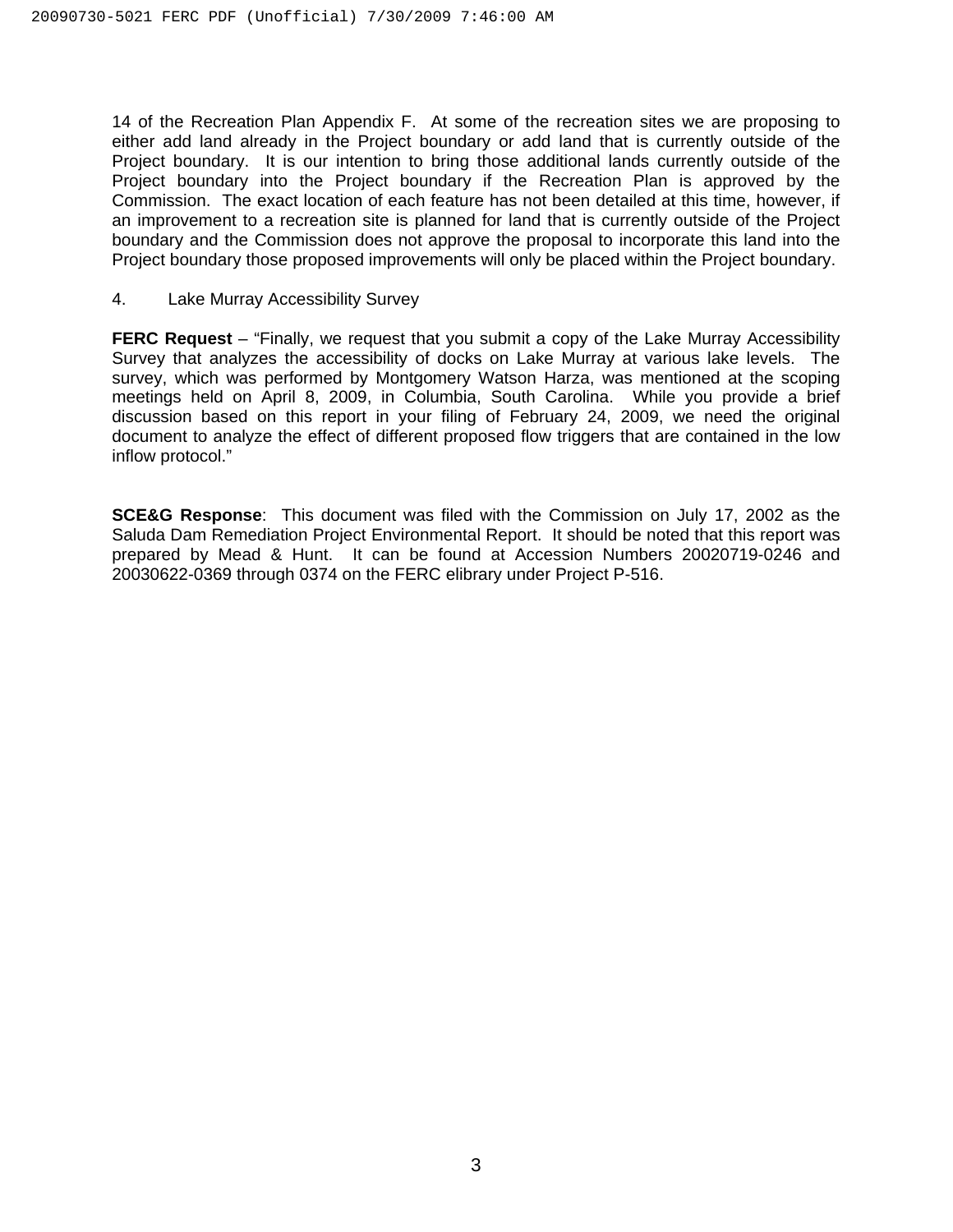14 of the Recreation Plan Appendix F. At some of the recreation sites we are proposing to either add land already in the Project boundary or add land that is currently outside of the Project boundary. It is our intention to bring those additional lands currently outside of the Project boundary into the Project boundary if the Recreation Plan is approved by the Commission. The exact location of each feature has not been detailed at this time, however, if an improvement to a recreation site is planned for land that is currently outside of the Project boundary and the Commission does not approve the proposal to incorporate this land into the Project boundary those proposed improvements will only be placed within the Project boundary.

4. Lake Murray Accessibility Survey

**FERC Request** – "Finally, we request that you submit a copy of the Lake Murray Accessibility Survey that analyzes the accessibility of docks on Lake Murray at various lake levels. The survey, which was performed by Montgomery Watson Harza, was mentioned at the scoping meetings held on April 8, 2009, in Columbia, South Carolina. While you provide a brief discussion based on this report in your filing of February 24, 2009, we need the original document to analyze the effect of different proposed flow triggers that are contained in the low inflow protocol."

**SCE&G Response**: This document was filed with the Commission on July 17, 2002 as the Saluda Dam Remediation Project Environmental Report. It should be noted that this report was prepared by Mead & Hunt. It can be found at Accession Numbers 20020719-0246 and 20030622-0369 through 0374 on the FERC elibrary under Project P-516.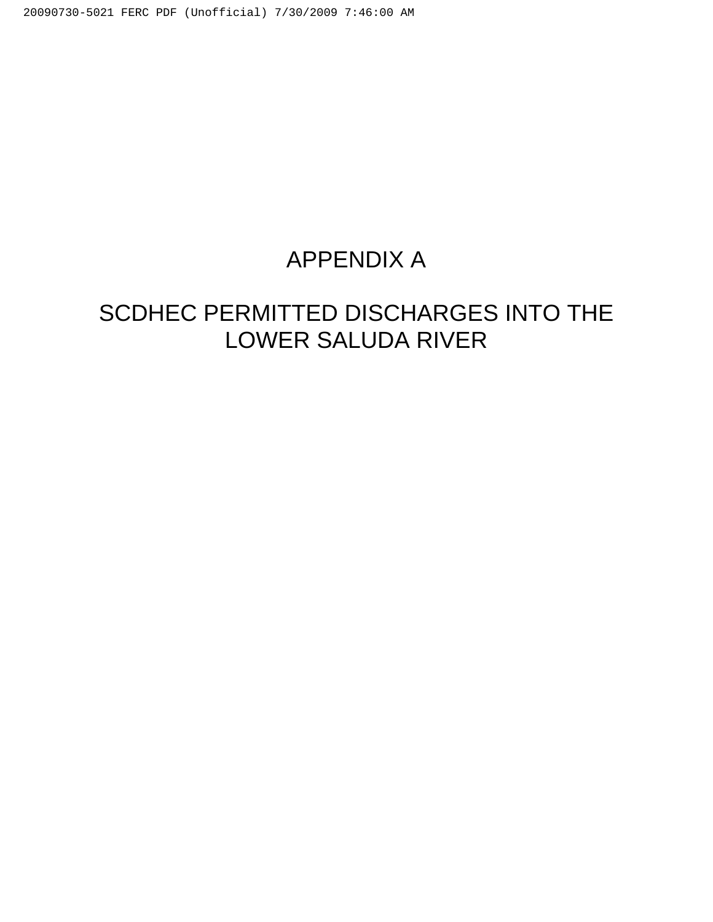# APPENDIX A

# SCDHEC PERMITTED DISCHARGES INTO THE LOWER SALUDA RIVER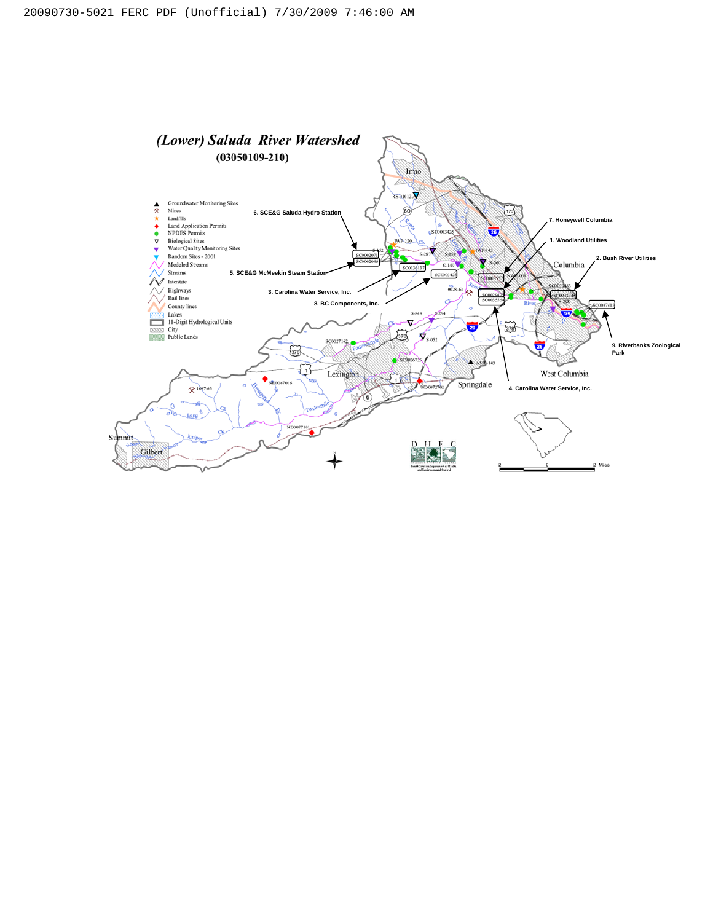# (Lower) Saluda River Watershed

**(03050109-210)**

- Groundwater Monitoring Sites
- Mines
- Landfills
- Land Application Permits
- NPDES Permits
- Biological Sites
- Water Quality Monitoring Sites
- Random Sites - 2001
- Modeled Streams
- Streams
- Interstate
- Highways
- Rail lines
- County lines
- Lakes
- 11-Digit Hydrological Units
- City
- Public Lands

1. Woodland Utilities
2. Bush River Utilities
3. Carolina Water Service, Inc.
4. Carolina Water Service, Inc.
5. SCE&G McMeekin Steam Station
6. SCE&G Saluda Hydro Station
7. Honeywell Columbia
8. BC Components, Inc.
9. Riverbanks Zoological Park

Irmo · Columbia · West Columbia · Springdale · Lexington · Summit · Gilbert

RS-01012 · SC0003425 · IWP-220 · IWP-141 · S-152 · S-287 · S-150 · S-300 · S-149 · SC0002071 · SC0002046 · SC0036137 · SC0000425 · SC0003557 · NWP-001 · SC0029483 · SC0027162 · SC0026735 · SC0017612 · SC0035564 · SC0029 · 0028-63 · S-848 · S-294 · S-052 · S-298 · AMB-163 · ND0047016 · ND0072702 · ND0077194 · 1697-63

DHEC

2 0 2 Miles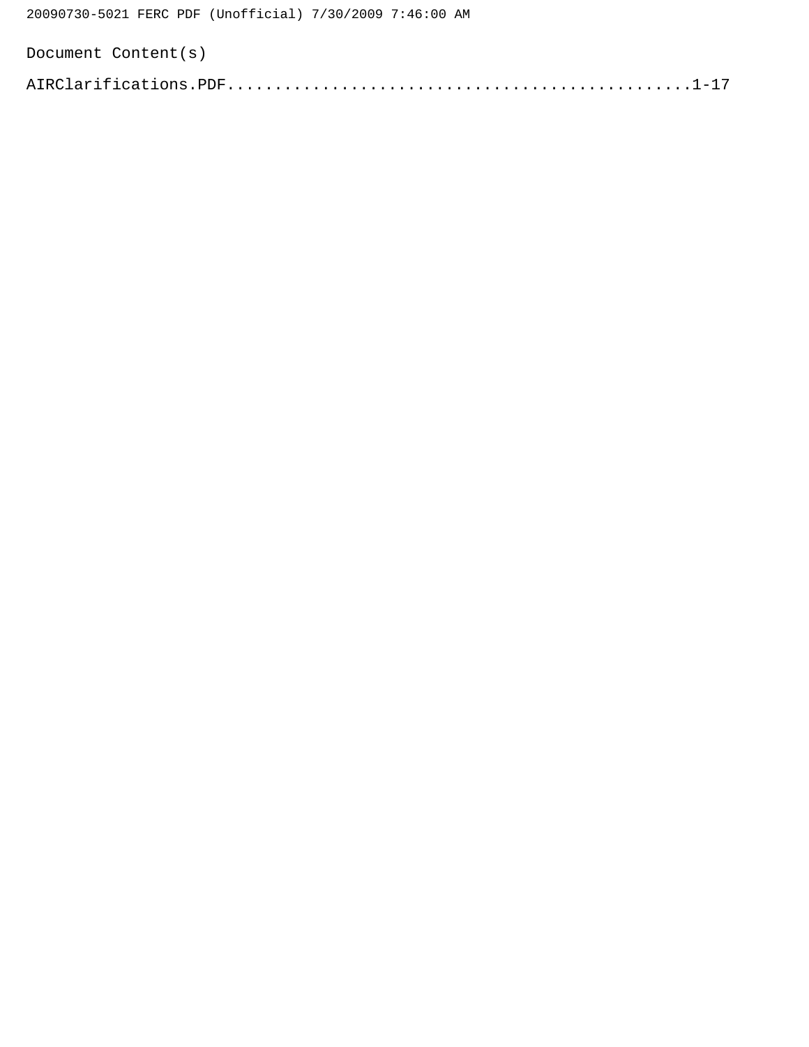Document Content(s)

AIRClarifications.PDF.............................................1-17